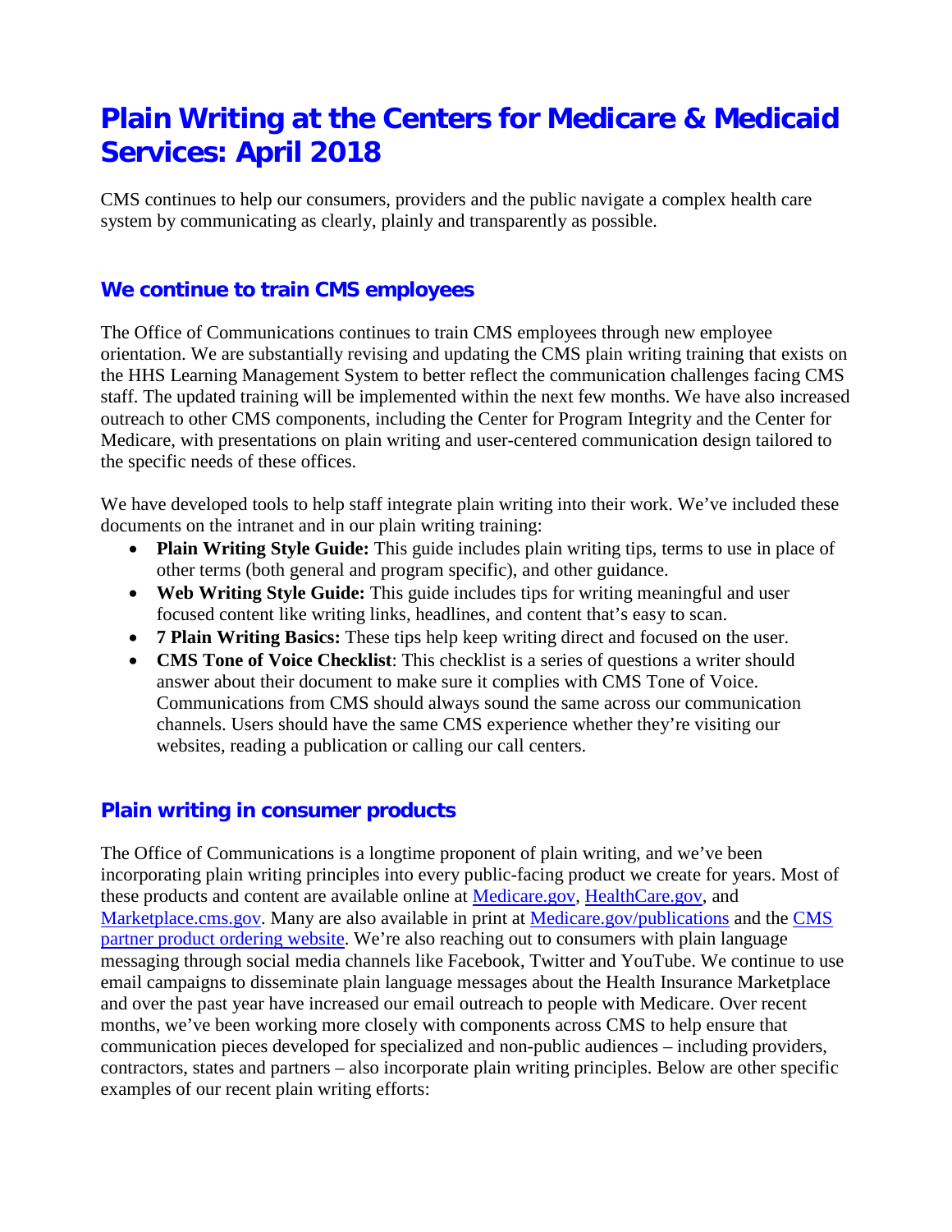# Plain Writing at the Centers for Medicare & Medicaid Services: April 2018

CMS continues to help our consumers, providers and the public navigate a complex health care system by communicating as clearly, plainly and transparently as possible.

## We continue to train CMS employees

The Office of Communications continues to train CMS employees through new employee orientation. We are substantially revising and updating the CMS plain writing training that exists on the HHS Learning Management System to better reflect the communication challenges facing CMS staff. The updated training will be implemented within the next few months. We have also increased outreach to other CMS components, including the Center for Program Integrity and the Center for Medicare, with presentations on plain writing and user-centered communication design tailored to the specific needs of these offices.

We have developed tools to help staff integrate plain writing into their work. We've included these documents on the intranet and in our plain writing training:

- **Plain Writing Style Guide:** This guide includes plain writing tips, terms to use in place of other terms (both general and program specific), and other guidance.
- **Web Writing Style Guide:** This guide includes tips for writing meaningful and user focused content like writing links, headlines, and content that's easy to scan.
- **7 Plain Writing Basics:** These tips help keep writing direct and focused on the user.
- **CMS Tone of Voice Checklist**: This checklist is a series of questions a writer should answer about their document to make sure it complies with CMS Tone of Voice. Communications from CMS should always sound the same across our communication channels. Users should have the same CMS experience whether they're visiting our websites, reading a publication or calling our call centers.

## Plain writing in consumer products

The Office of Communications is a longtime proponent of plain writing, and we've been incorporating plain writing principles into every public-facing product we create for years. Most of these products and content are available online at Medicare.gov, HealthCare.gov, and Marketplace.cms.gov. Many are also available in print at Medicare.gov/publications and the CMS partner product ordering website. We're also reaching out to consumers with plain language messaging through social media channels like Facebook, Twitter and YouTube. We continue to use email campaigns to disseminate plain language messages about the Health Insurance Marketplace and over the past year have increased our email outreach to people with Medicare. Over recent months, we've been working more closely with components across CMS to help ensure that communication pieces developed for specialized and non-public audiences – including providers, contractors, states and partners – also incorporate plain writing principles. Below are other specific examples of our recent plain writing efforts: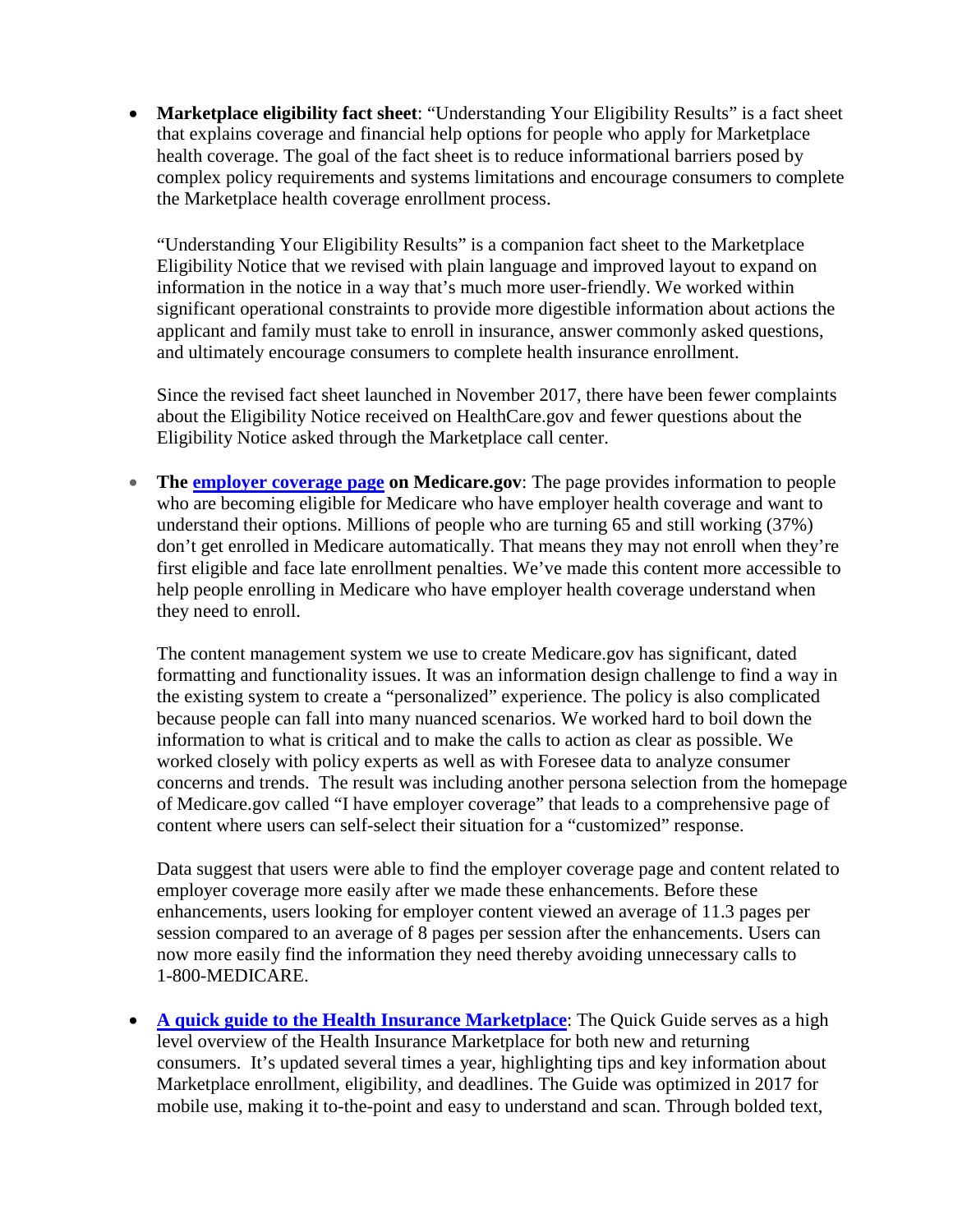- **Marketplace eligibility fact sheet**: "Understanding Your Eligibility Results" is a fact sheet that explains coverage and financial help options for people who apply for Marketplace health coverage. The goal of the fact sheet is to reduce informational barriers posed by complex policy requirements and systems limitations and encourage consumers to complete the Marketplace health coverage enrollment process.

  "Understanding Your Eligibility Results" is a companion fact sheet to the Marketplace Eligibility Notice that we revised with plain language and improved layout to expand on information in the notice in a way that's much more user-friendly. We worked within significant operational constraints to provide more digestible information about actions the applicant and family must take to enroll in insurance, answer commonly asked questions, and ultimately encourage consumers to complete health insurance enrollment.

  Since the revised fact sheet launched in November 2017, there have been fewer complaints about the Eligibility Notice received on HealthCare.gov and fewer questions about the Eligibility Notice asked through the Marketplace call center.

- **The employer coverage page on Medicare.gov**: The page provides information to people who are becoming eligible for Medicare who have employer health coverage and want to understand their options. Millions of people who are turning 65 and still working (37%) don't get enrolled in Medicare automatically. That means they may not enroll when they're first eligible and face late enrollment penalties. We've made this content more accessible to help people enrolling in Medicare who have employer health coverage understand when they need to enroll.

  The content management system we use to create Medicare.gov has significant, dated formatting and functionality issues. It was an information design challenge to find a way in the existing system to create a "personalized" experience. The policy is also complicated because people can fall into many nuanced scenarios. We worked hard to boil down the information to what is critical and to make the calls to action as clear as possible. We worked closely with policy experts as well as with Foresee data to analyze consumer concerns and trends. The result was including another persona selection from the homepage of Medicare.gov called "I have employer coverage" that leads to a comprehensive page of content where users can self-select their situation for a "customized" response.

  Data suggest that users were able to find the employer coverage page and content related to employer coverage more easily after we made these enhancements. Before these enhancements, users looking for employer content viewed an average of 11.3 pages per session compared to an average of 8 pages per session after the enhancements. Users can now more easily find the information they need thereby avoiding unnecessary calls to 1-800-MEDICARE.

- **A quick guide to the Health Insurance Marketplace**: The Quick Guide serves as a high level overview of the Health Insurance Marketplace for both new and returning consumers. It's updated several times a year, highlighting tips and key information about Marketplace enrollment, eligibility, and deadlines. The Guide was optimized in 2017 for mobile use, making it to-the-point and easy to understand and scan. Through bolded text,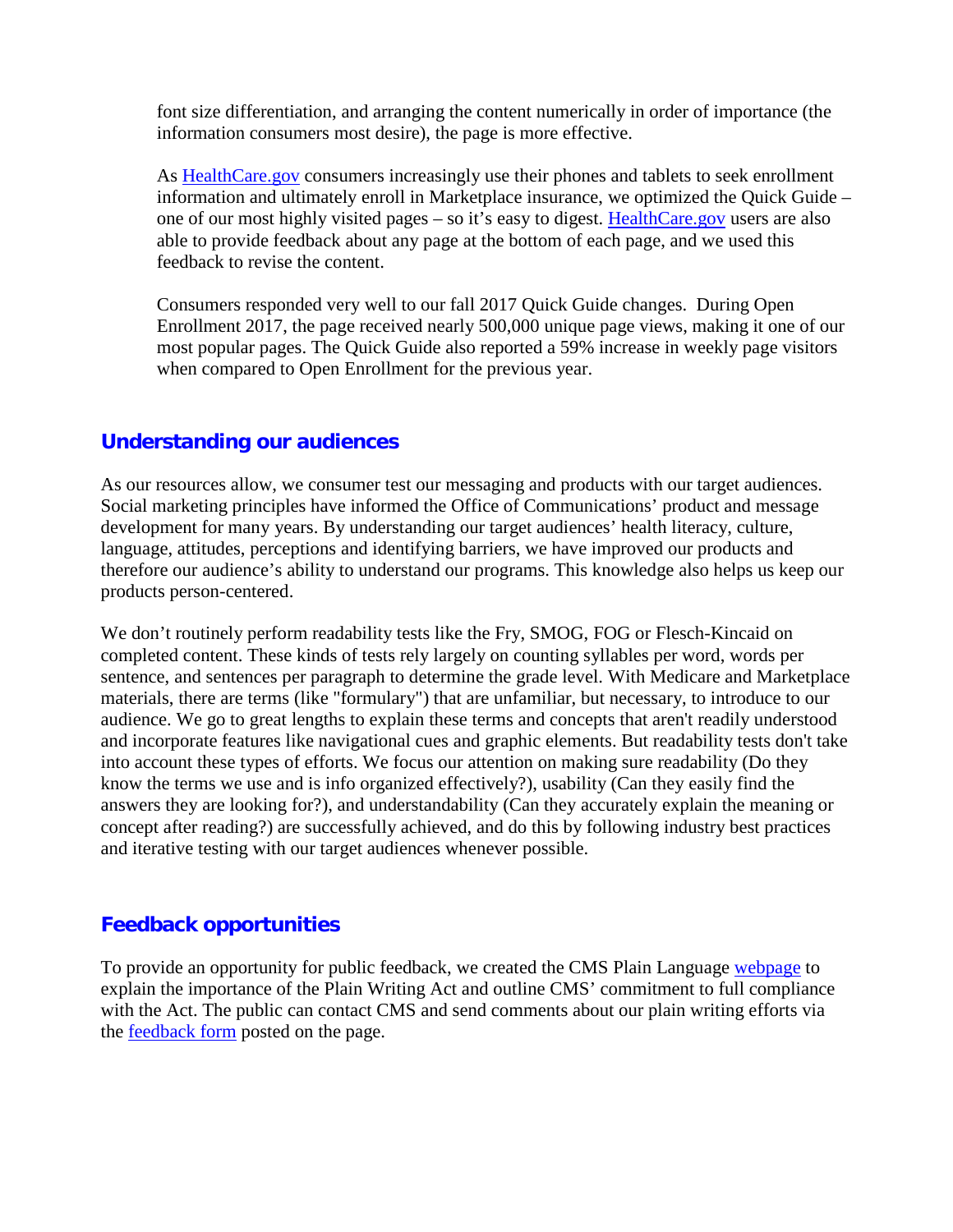font size differentiation, and arranging the content numerically in order of importance (the information consumers most desire), the page is more effective.

As HealthCare.gov consumers increasingly use their phones and tablets to seek enrollment information and ultimately enroll in Marketplace insurance, we optimized the Quick Guide – one of our most highly visited pages – so it's easy to digest. HealthCare.gov users are also able to provide feedback about any page at the bottom of each page, and we used this feedback to revise the content.

Consumers responded very well to our fall 2017 Quick Guide changes. During Open Enrollment 2017, the page received nearly 500,000 unique page views, making it one of our most popular pages. The Quick Guide also reported a 59% increase in weekly page visitors when compared to Open Enrollment for the previous year.

## Understanding our audiences

As our resources allow, we consumer test our messaging and products with our target audiences. Social marketing principles have informed the Office of Communications' product and message development for many years. By understanding our target audiences' health literacy, culture, language, attitudes, perceptions and identifying barriers, we have improved our products and therefore our audience's ability to understand our programs. This knowledge also helps us keep our products person-centered.

We don't routinely perform readability tests like the Fry, SMOG, FOG or Flesch-Kincaid on completed content. These kinds of tests rely largely on counting syllables per word, words per sentence, and sentences per paragraph to determine the grade level. With Medicare and Marketplace materials, there are terms (like "formulary") that are unfamiliar, but necessary, to introduce to our audience. We go to great lengths to explain these terms and concepts that aren't readily understood and incorporate features like navigational cues and graphic elements. But readability tests don't take into account these types of efforts. We focus our attention on making sure readability (Do they know the terms we use and is info organized effectively?), usability (Can they easily find the answers they are looking for?), and understandability (Can they accurately explain the meaning or concept after reading?) are successfully achieved, and do this by following industry best practices and iterative testing with our target audiences whenever possible.

## Feedback opportunities

To provide an opportunity for public feedback, we created the CMS Plain Language webpage to explain the importance of the Plain Writing Act and outline CMS' commitment to full compliance with the Act. The public can contact CMS and send comments about our plain writing efforts via the feedback form posted on the page.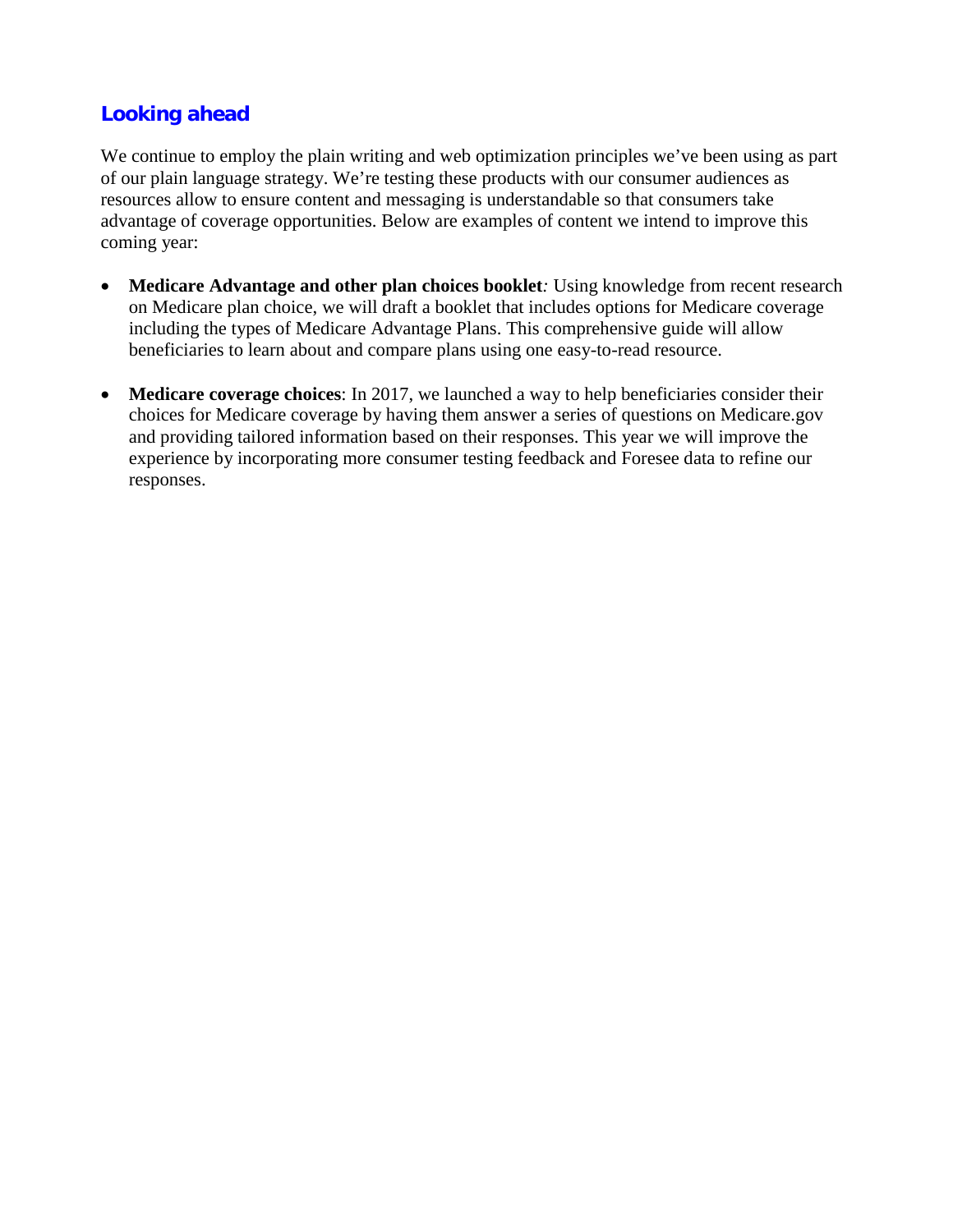## Looking ahead

We continue to employ the plain writing and web optimization principles we've been using as part of our plain language strategy. We're testing these products with our consumer audiences as resources allow to ensure content and messaging is understandable so that consumers take advantage of coverage opportunities. Below are examples of content we intend to improve this coming year:

- **Medicare Advantage and other plan choices booklet***:* Using knowledge from recent research on Medicare plan choice, we will draft a booklet that includes options for Medicare coverage including the types of Medicare Advantage Plans. This comprehensive guide will allow beneficiaries to learn about and compare plans using one easy-to-read resource.
- **Medicare coverage choices**: In 2017, we launched a way to help beneficiaries consider their choices for Medicare coverage by having them answer a series of questions on Medicare.gov and providing tailored information based on their responses. This year we will improve the experience by incorporating more consumer testing feedback and Foresee data to refine our responses.